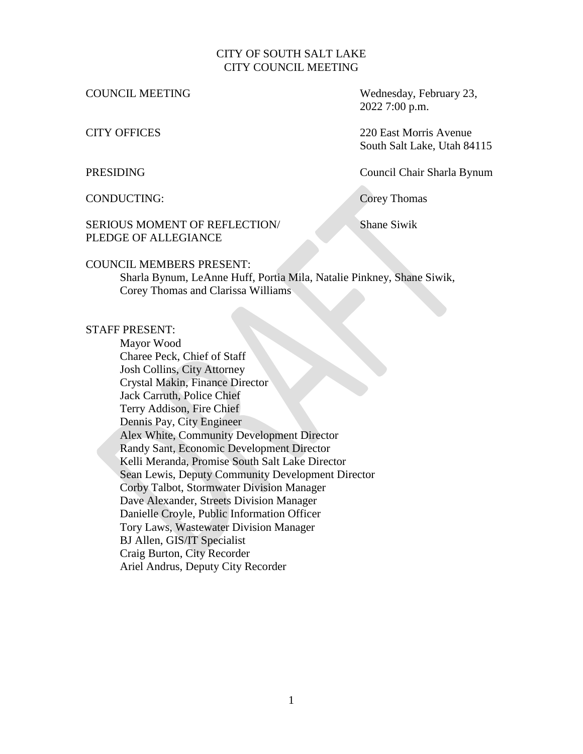CITY OF SOUTH SALT LAKE
CITY COUNCIL MEETING

COUNCIL MEETING — Wednesday, February 23, 2022 7:00 p.m.

CITY OFFICES — 220 East Morris Avenue, South Salt Lake, Utah 84115

PRESIDING — Council Chair Sharla Bynum

CONDUCTING: — Corey Thomas

SERIOUS MOMENT OF REFLECTION/ PLEDGE OF ALLEGIANCE — Shane Siwik

COUNCIL MEMBERS PRESENT:

Sharla Bynum, LeAnne Huff, Portia Mila, Natalie Pinkney, Shane Siwik, Corey Thomas and Clarissa Williams

STAFF PRESENT:

Mayor Wood
Charee Peck, Chief of Staff
Josh Collins, City Attorney
Crystal Makin, Finance Director
Jack Carruth, Police Chief
Terry Addison, Fire Chief
Dennis Pay, City Engineer
Alex White, Community Development Director
Randy Sant, Economic Development Director
Kelli Meranda, Promise South Salt Lake Director
Sean Lewis, Deputy Community Development Director
Corby Talbot, Stormwater Division Manager
Dave Alexander, Streets Division Manager
Danielle Croyle, Public Information Officer
Tory Laws, Wastewater Division Manager
BJ Allen, GIS/IT Specialist
Craig Burton, City Recorder
Ariel Andrus, Deputy City Recorder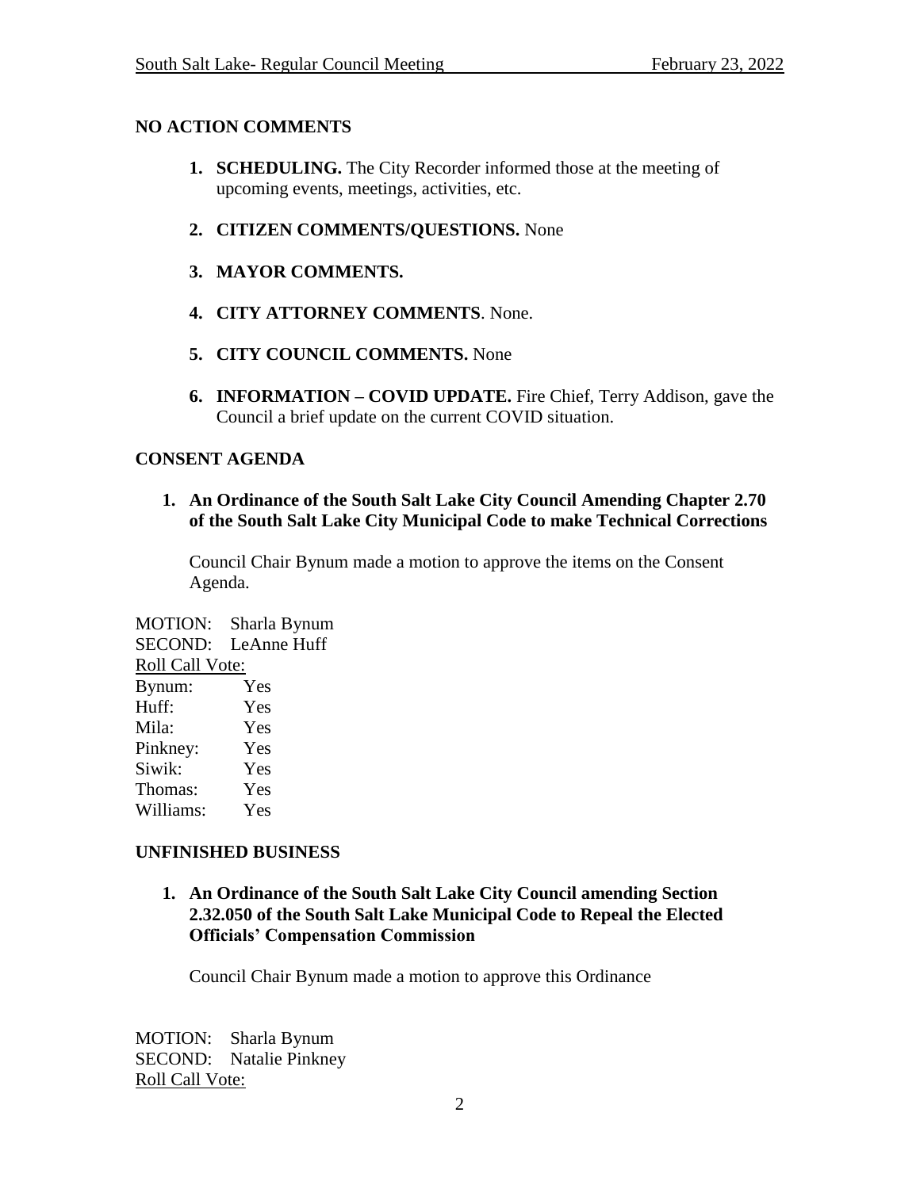## NO ACTION COMMENTS

1. **SCHEDULING.** The City Recorder informed those at the meeting of upcoming events, meetings, activities, etc.

2. **CITIZEN COMMENTS/QUESTIONS.** None

3. **MAYOR COMMENTS.**

4. **CITY ATTORNEY COMMENTS**. None.

5. **CITY COUNCIL COMMENTS.** None

6. **INFORMATION – COVID UPDATE.** Fire Chief, Terry Addison, gave the Council a brief update on the current COVID situation.

## CONSENT AGENDA

1. **An Ordinance of the South Salt Lake City Council Amending Chapter 2.70 of the South Salt Lake City Municipal Code to make Technical Corrections**

   Council Chair Bynum made a motion to approve the items on the Consent Agenda.

MOTION: Sharla Bynum
SECOND: LeAnne Huff
Roll Call Vote:
Bynum: Yes
Huff: Yes
Mila: Yes
Pinkney: Yes
Siwik: Yes
Thomas: Yes
Williams: Yes

## UNFINISHED BUSINESS

1. **An Ordinance of the South Salt Lake City Council amending Section 2.32.050 of the South Salt Lake Municipal Code to Repeal the Elected Officials' Compensation Commission**

   Council Chair Bynum made a motion to approve this Ordinance

MOTION: Sharla Bynum
SECOND: Natalie Pinkney
Roll Call Vote: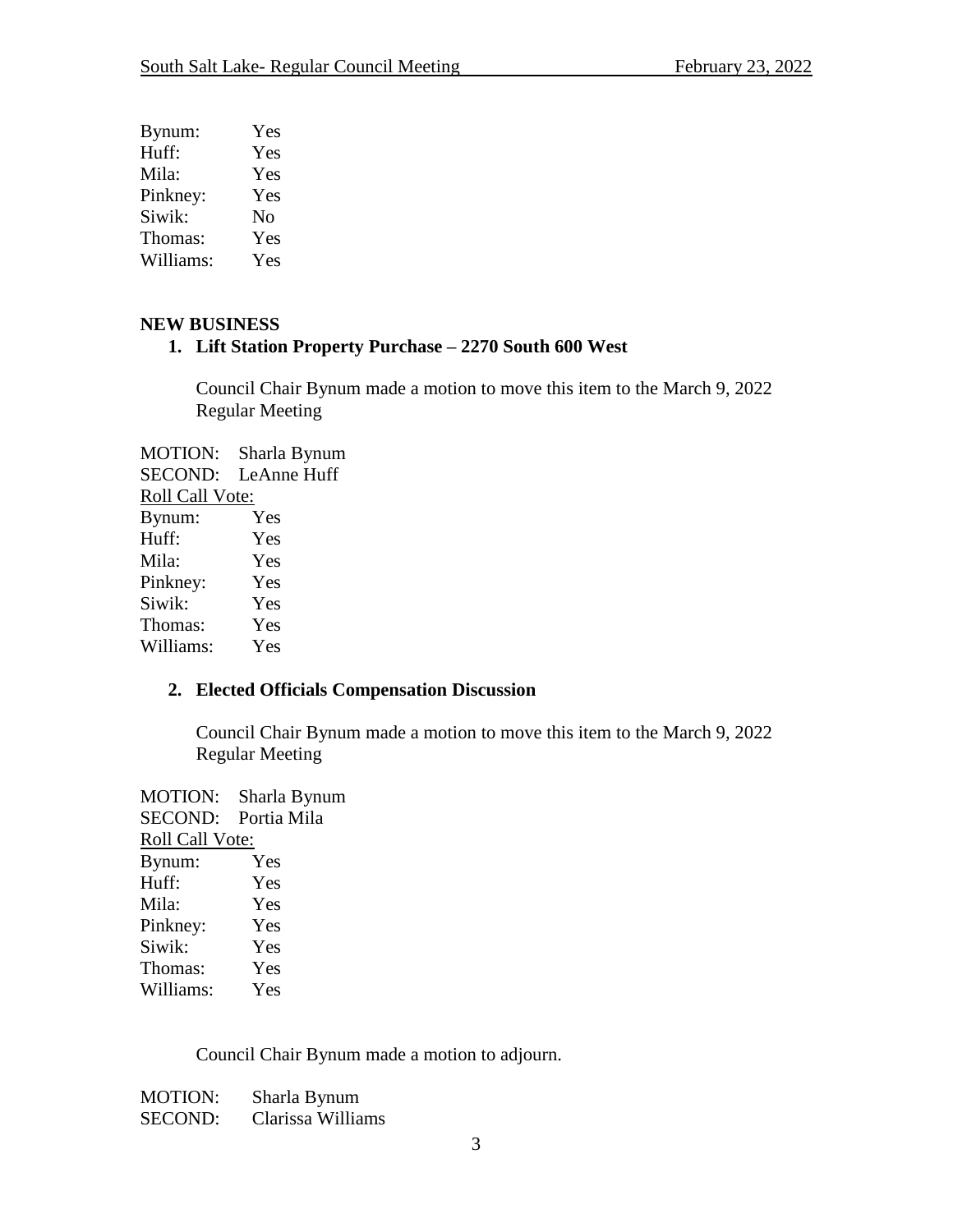Bynum: Yes
Huff: Yes
Mila: Yes
Pinkney: Yes
Siwik: No
Thomas: Yes
Williams: Yes

## NEW BUSINESS

### 1. Lift Station Property Purchase – 2270 South 600 West

Council Chair Bynum made a motion to move this item to the March 9, 2022 Regular Meeting

MOTION: Sharla Bynum
SECOND: LeAnne Huff
Roll Call Vote:
Bynum: Yes
Huff: Yes
Mila: Yes
Pinkney: Yes
Siwik: Yes
Thomas: Yes
Williams: Yes

### 2. Elected Officials Compensation Discussion

Council Chair Bynum made a motion to move this item to the March 9, 2022 Regular Meeting

MOTION: Sharla Bynum
SECOND: Portia Mila
Roll Call Vote:
Bynum: Yes
Huff: Yes
Mila: Yes
Pinkney: Yes
Siwik: Yes
Thomas: Yes
Williams: Yes

Council Chair Bynum made a motion to adjourn.

MOTION: Sharla Bynum
SECOND: Clarissa Williams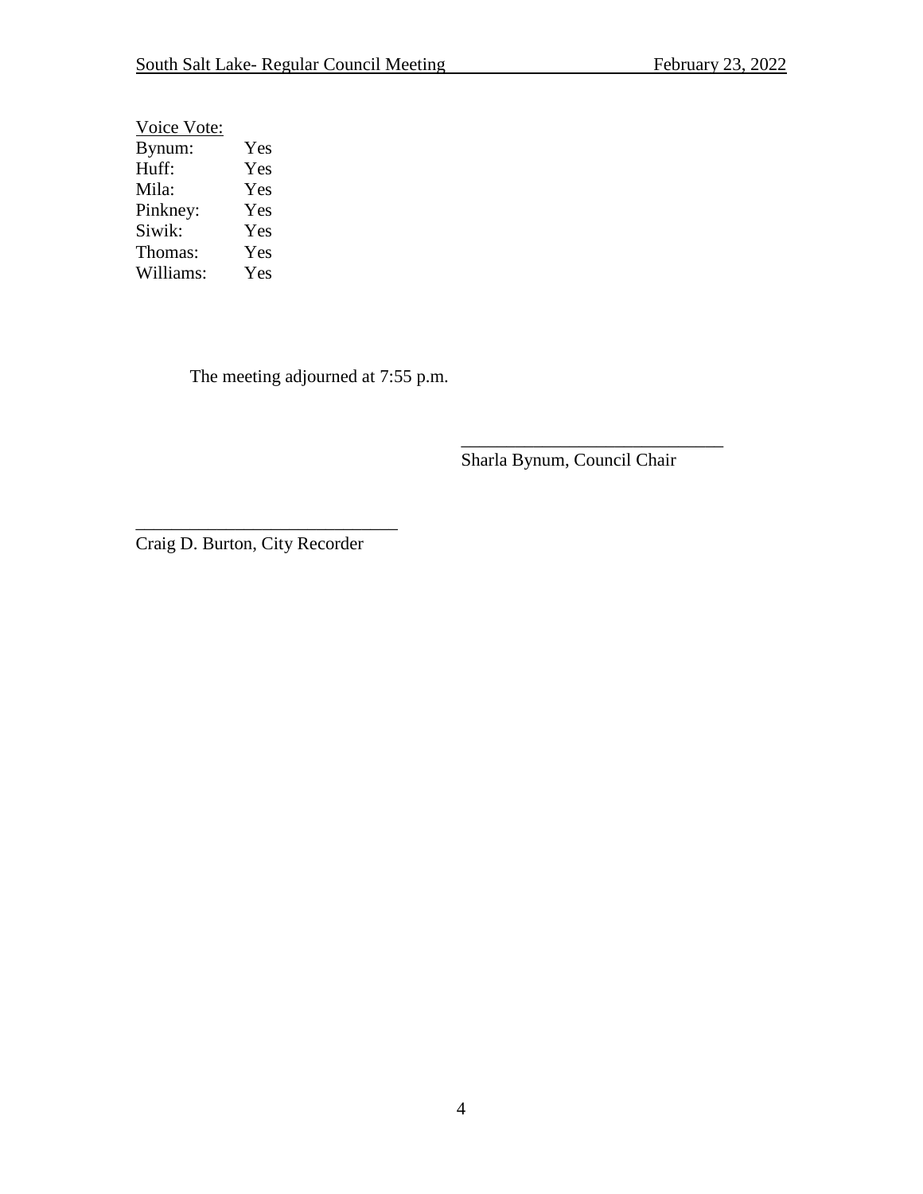Voice Vote:

| | |
|---|---|
| Bynum: | Yes |
| Huff: | Yes |
| Mila: | Yes |
| Pinkney: | Yes |
| Siwik: | Yes |
| Thomas: | Yes |
| Williams: | Yes |

The meeting adjourned at 7:55 p.m.

_____________________________
Sharla Bynum, Council Chair

_____________________________
Craig D. Burton, City Recorder